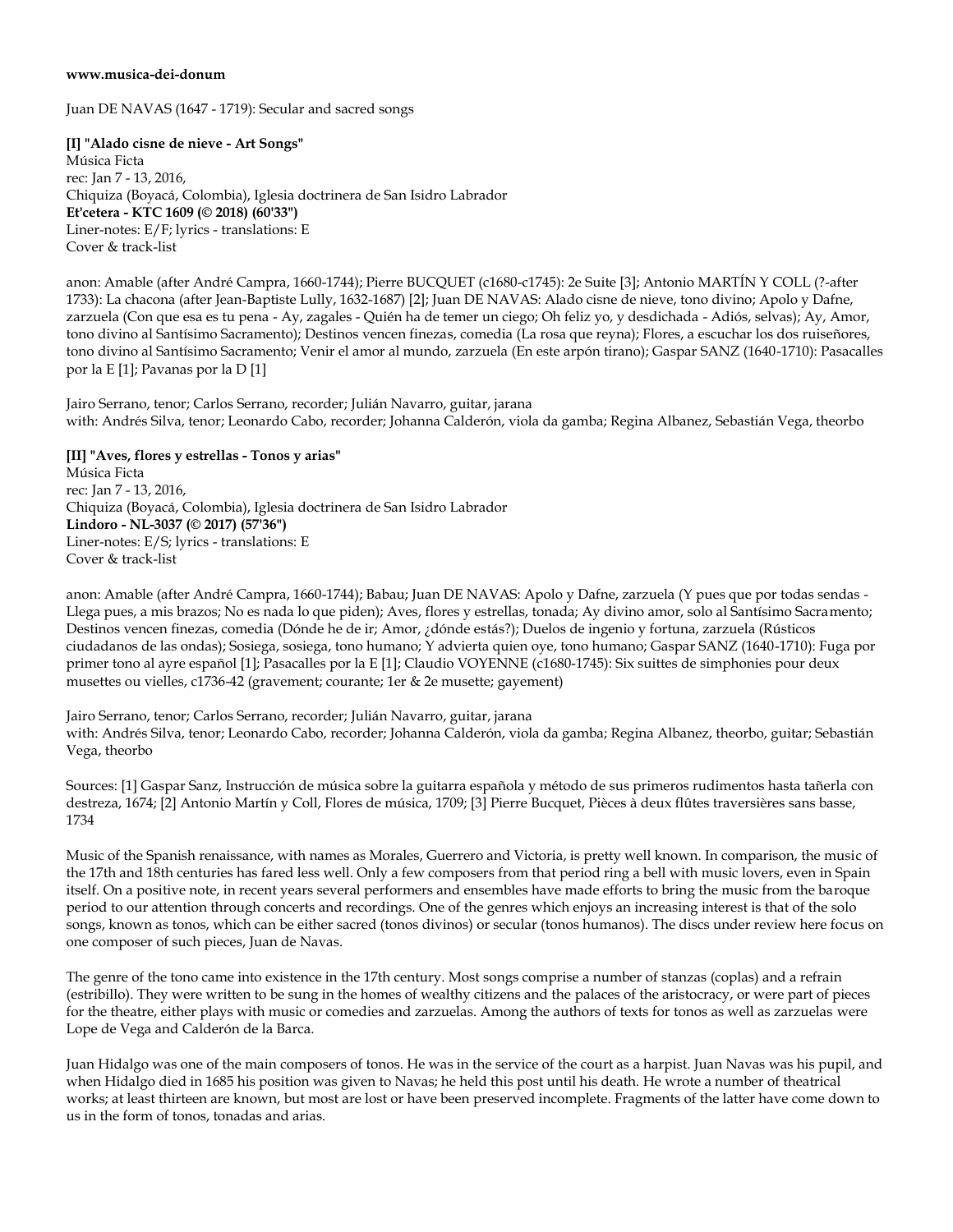**www.musica-dei-donum**

Juan DE NAVAS (1647 - 1719): Secular and sacred songs

**[I] "Alado cisne de nieve - Art Songs"**
Música Ficta
rec: Jan 7 - 13, 2016,
Chiquiza (Boyacá, Colombia), Iglesia doctrinera de San Isidro Labrador
**Et'cetera - KTC 1609 (© 2018) (60'33")**
Liner-notes: E/F; lyrics - translations: E
Cover & track-list

anon: Amable (after André Campra, 1660-1744); Pierre BUCQUET (c1680-c1745): 2e Suite [3]; Antonio MARTÍN Y COLL (?-after 1733): La chacona (after Jean-Baptiste Lully, 1632-1687) [2]; Juan DE NAVAS: Alado cisne de nieve, tono divino; Apolo y Dafne, zarzuela (Con que esa es tu pena - Ay, zagales - Quién ha de temer un ciego; Oh feliz yo, y desdichada - Adiós, selvas); Ay, Amor, tono divino al Santísimo Sacramento); Destinos vencen finezas, comedia (La rosa que reyna); Flores, a escuchar los dos ruiseñores, tono divino al Santísimo Sacramento; Venir el amor al mundo, zarzuela (En este arpón tirano); Gaspar SANZ (1640-1710): Pasacalles por la E [1]; Pavanas por la D [1]

Jairo Serrano, tenor; Carlos Serrano, recorder; Julián Navarro, guitar, jarana
with: Andrés Silva, tenor; Leonardo Cabo, recorder; Johanna Calderón, viola da gamba; Regina Albanez, Sebastián Vega, theorbo

**[II] "Aves, flores y estrellas - Tonos y arias"**
Música Ficta
rec: Jan 7 - 13, 2016,
Chiquiza (Boyacá, Colombia), Iglesia doctrinera de San Isidro Labrador
**Lindoro - NL-3037 (© 2017) (57'36")**
Liner-notes: E/S; lyrics - translations: E
Cover & track-list

anon: Amable (after André Campra, 1660-1744); Babau; Juan DE NAVAS: Apolo y Dafne, zarzuela (Y pues que por todas sendas - Llega pues, a mis brazos; No es nada lo que piden); Aves, flores y estrellas, tonada; Ay divino amor, solo al Santísimo Sacramento; Destinos vencen finezas, comedia (Dónde he de ir; Amor, ¿dónde estás?); Duelos de ingenio y fortuna, zarzuela (Rústicos ciudadanos de las ondas); Sosiega, sosiega, tono humano; Y advierta quien oye, tono humano; Gaspar SANZ (1640-1710): Fuga por primer tono al ayre español [1]; Pasacalles por la E [1]; Claudio VOYENNE (c1680-1745): Six suittes de simphonies pour deux musettes ou vielles, c1736-42 (gravement; courante; 1er & 2e musette; gayement)

Jairo Serrano, tenor; Carlos Serrano, recorder; Julián Navarro, guitar, jarana
with: Andrés Silva, tenor; Leonardo Cabo, recorder; Johanna Calderón, viola da gamba; Regina Albanez, theorbo, guitar; Sebastián Vega, theorbo

Sources: [1] Gaspar Sanz, Instrucción de música sobre la guitarra española y método de sus primeros rudimentos hasta tañerla con destreza, 1674; [2] Antonio Martín y Coll, Flores de música, 1709; [3] Pierre Bucquet, Pièces à deux flûtes traversières sans basse, 1734

Music of the Spanish renaissance, with names as Morales, Guerrero and Victoria, is pretty well known. In comparison, the music of the 17th and 18th centuries has fared less well. Only a few composers from that period ring a bell with music lovers, even in Spain itself. On a positive note, in recent years several performers and ensembles have made efforts to bring the music from the baroque period to our attention through concerts and recordings. One of the genres which enjoys an increasing interest is that of the solo songs, known as tonos, which can be either sacred (tonos divinos) or secular (tonos humanos). The discs under review here focus on one composer of such pieces, Juan de Navas.

The genre of the tono came into existence in the 17th century. Most songs comprise a number of stanzas (coplas) and a refrain (estribillo). They were written to be sung in the homes of wealthy citizens and the palaces of the aristocracy, or were part of pieces for the theatre, either plays with music or comedies and zarzuelas. Among the authors of texts for tonos as well as zarzuelas were Lope de Vega and Calderón de la Barca.

Juan Hidalgo was one of the main composers of tonos. He was in the service of the court as a harpist. Juan Navas was his pupil, and when Hidalgo died in 1685 his position was given to Navas; he held this post until his death. He wrote a number of theatrical works; at least thirteen are known, but most are lost or have been preserved incomplete. Fragments of the latter have come down to us in the form of tonos, tonadas and arias.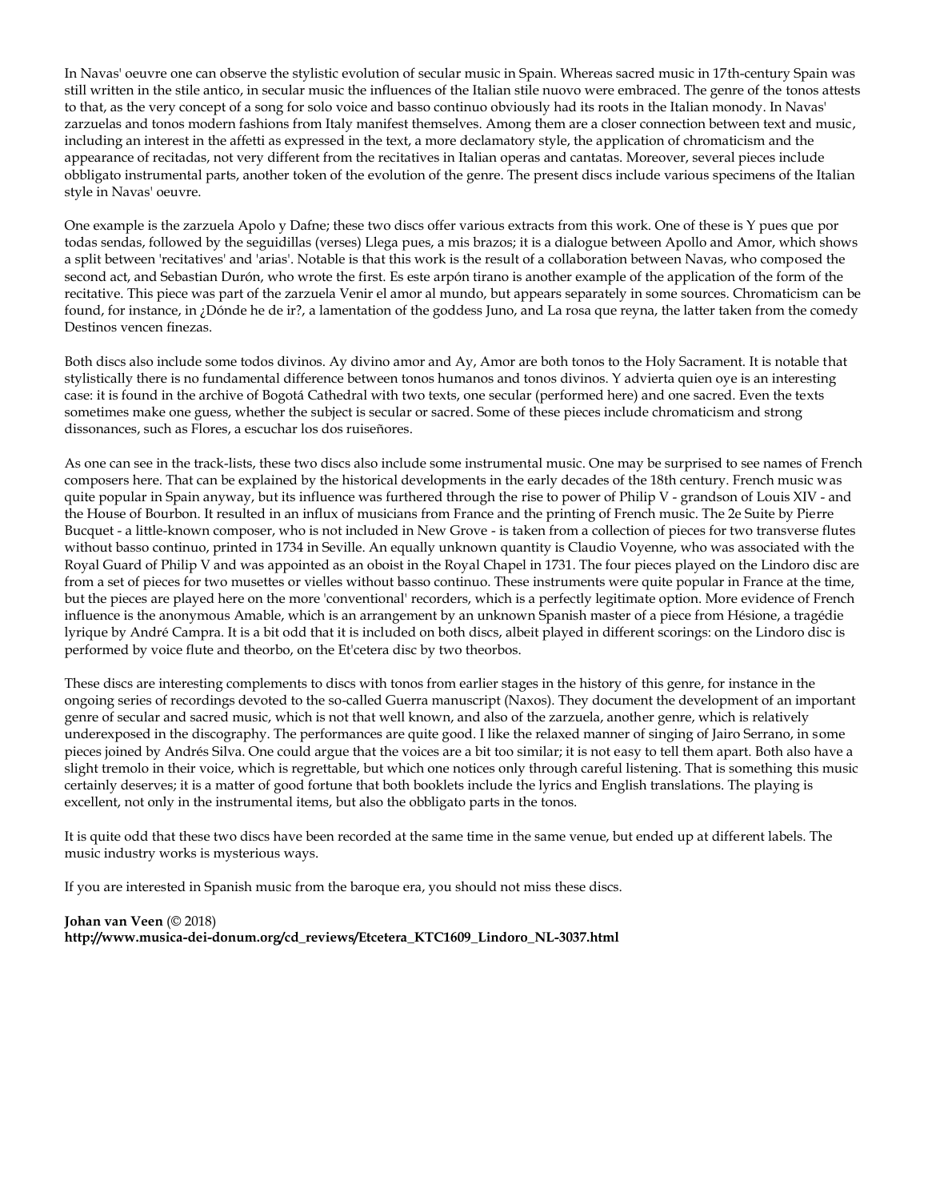In Navas' oeuvre one can observe the stylistic evolution of secular music in Spain. Whereas sacred music in 17th-century Spain was still written in the stile antico, in secular music the influences of the Italian stile nuovo were embraced. The genre of the tonos attests to that, as the very concept of a song for solo voice and basso continuo obviously had its roots in the Italian monody. In Navas' zarzuelas and tonos modern fashions from Italy manifest themselves. Among them are a closer connection between text and music, including an interest in the affetti as expressed in the text, a more declamatory style, the application of chromaticism and the appearance of recitadas, not very different from the recitatives in Italian operas and cantatas. Moreover, several pieces include obbligato instrumental parts, another token of the evolution of the genre. The present discs include various specimens of the Italian style in Navas' oeuvre.

One example is the zarzuela Apolo y Dafne; these two discs offer various extracts from this work. One of these is Y pues que por todas sendas, followed by the seguidillas (verses) Llega pues, a mis brazos; it is a dialogue between Apollo and Amor, which shows a split between 'recitatives' and 'arias'. Notable is that this work is the result of a collaboration between Navas, who composed the second act, and Sebastian Durón, who wrote the first. Es este arpón tirano is another example of the application of the form of the recitative. This piece was part of the zarzuela Venir el amor al mundo, but appears separately in some sources. Chromaticism can be found, for instance, in ¿Dónde he de ir?, a lamentation of the goddess Juno, and La rosa que reyna, the latter taken from the comedy Destinos vencen finezas.

Both discs also include some todos divinos. Ay divino amor and Ay, Amor are both tonos to the Holy Sacrament. It is notable that stylistically there is no fundamental difference between tonos humanos and tonos divinos. Y advierta quien oye is an interesting case: it is found in the archive of Bogotá Cathedral with two texts, one secular (performed here) and one sacred. Even the texts sometimes make one guess, whether the subject is secular or sacred. Some of these pieces include chromaticism and strong dissonances, such as Flores, a escuchar los dos ruiseñores.

As one can see in the track-lists, these two discs also include some instrumental music. One may be surprised to see names of French composers here. That can be explained by the historical developments in the early decades of the 18th century. French music was quite popular in Spain anyway, but its influence was furthered through the rise to power of Philip V - grandson of Louis XIV - and the House of Bourbon. It resulted in an influx of musicians from France and the printing of French music. The 2e Suite by Pierre Bucquet - a little-known composer, who is not included in New Grove - is taken from a collection of pieces for two transverse flutes without basso continuo, printed in 1734 in Seville. An equally unknown quantity is Claudio Voyenne, who was associated with the Royal Guard of Philip V and was appointed as an oboist in the Royal Chapel in 1731. The four pieces played on the Lindoro disc are from a set of pieces for two musettes or vielles without basso continuo. These instruments were quite popular in France at the time, but the pieces are played here on the more 'conventional' recorders, which is a perfectly legitimate option. More evidence of French influence is the anonymous Amable, which is an arrangement by an unknown Spanish master of a piece from Hésione, a tragédie lyrique by André Campra. It is a bit odd that it is included on both discs, albeit played in different scorings: on the Lindoro disc is performed by voice flute and theorbo, on the Et'cetera disc by two theorbos.

These discs are interesting complements to discs with tonos from earlier stages in the history of this genre, for instance in the ongoing series of recordings devoted to the so-called Guerra manuscript (Naxos). They document the development of an important genre of secular and sacred music, which is not that well known, and also of the zarzuela, another genre, which is relatively underexposed in the discography. The performances are quite good. I like the relaxed manner of singing of Jairo Serrano, in some pieces joined by Andrés Silva. One could argue that the voices are a bit too similar; it is not easy to tell them apart. Both also have a slight tremolo in their voice, which is regrettable, but which one notices only through careful listening. That is something this music certainly deserves; it is a matter of good fortune that both booklets include the lyrics and English translations. The playing is excellent, not only in the instrumental items, but also the obbligato parts in the tonos.

It is quite odd that these two discs have been recorded at the same time in the same venue, but ended up at different labels. The music industry works is mysterious ways.

If you are interested in Spanish music from the baroque era, you should not miss these discs.

**Johan van Veen** (© 2018)
**http://www.musica-dei-donum.org/cd_reviews/Etcetera_KTC1609_Lindoro_NL-3037.html**